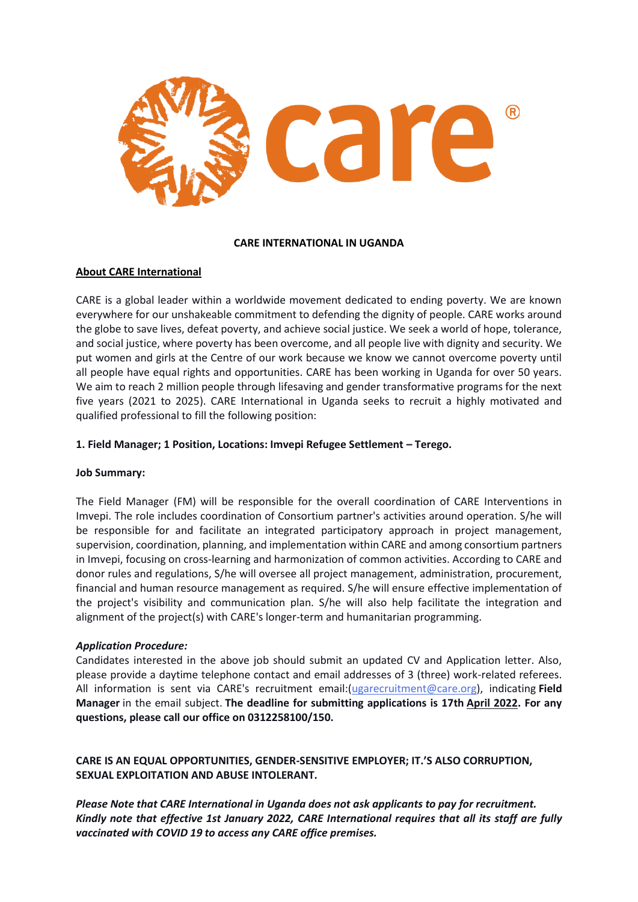**CARE INTERNATIONAL IN UGANDA**

**About CARE International**

CARE is a global leader within a worldwide movement dedicated to ending poverty. We are known everywhere for our unshakeable commitment to defending the dignity of people. CARE works around the globe to save lives, defeat poverty, and achieve social justice. We seek a world of hope, tolerance, and social justice, where poverty has been overcome, and all people live with dignity and security. We put women and girls at the Centre of our work because we know we cannot overcome poverty until all people have equal rights and opportunities. CARE has been working in Uganda for over 50 years. We aim to reach 2 million people through lifesaving and gender transformative programs for the next five years (2021 to 2025). CARE International in Uganda seeks to recruit a highly motivated and qualified professional to fill the following position:

**1. Field Manager; 1 Position, Locations: Imvepi Refugee Settlement – Terego.**

**Job Summary:**

The Field Manager (FM) will be responsible for the overall coordination of CARE Interventions in Imvepi. The role includes coordination of Consortium partner's activities around operation. S/he will be responsible for and facilitate an integrated participatory approach in project management, supervision, coordination, planning, and implementation within CARE and among consortium partners in Imvepi, focusing on cross-learning and harmonization of common activities. According to CARE and donor rules and regulations, S/he will oversee all project management, administration, procurement, financial and human resource management as required. S/he will ensure effective implementation of the project's visibility and communication plan. S/he will also help facilitate the integration and alignment of the project(s) with CARE's longer-term and humanitarian programming.

***Application Procedure:***

Candidates interested in the above job should submit an updated CV and Application letter. Also, please provide a daytime telephone contact and email addresses of 3 (three) work-related referees. All information is sent via CARE's recruitment email:(ugarecruitment@care.org), indicating **Field Manager** in the email subject. **The deadline for submitting applications is 17th April 2022. For any questions, please call our office on 0312258100/150.**

**CARE IS AN EQUAL OPPORTUNITIES, GENDER-SENSITIVE EMPLOYER; IT.'S ALSO CORRUPTION, SEXUAL EXPLOITATION AND ABUSE INTOLERANT.**

***Please Note that CARE International in Uganda does not ask applicants to pay for recruitment. Kindly note that effective 1st January 2022, CARE International requires that all its staff are fully vaccinated with COVID 19 to access any CARE office premises.***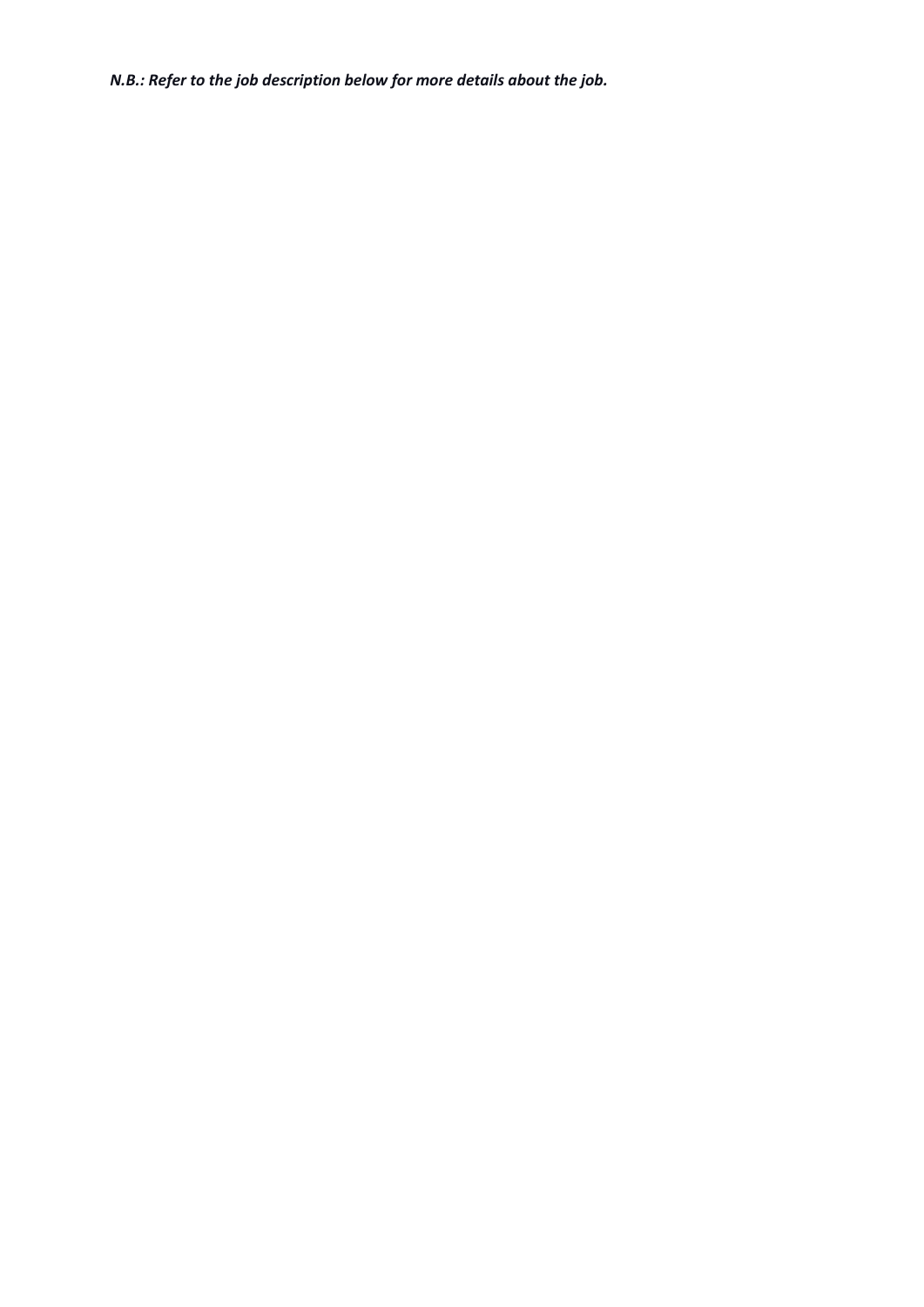***N.B.: Refer to the job description below for more details about the job.***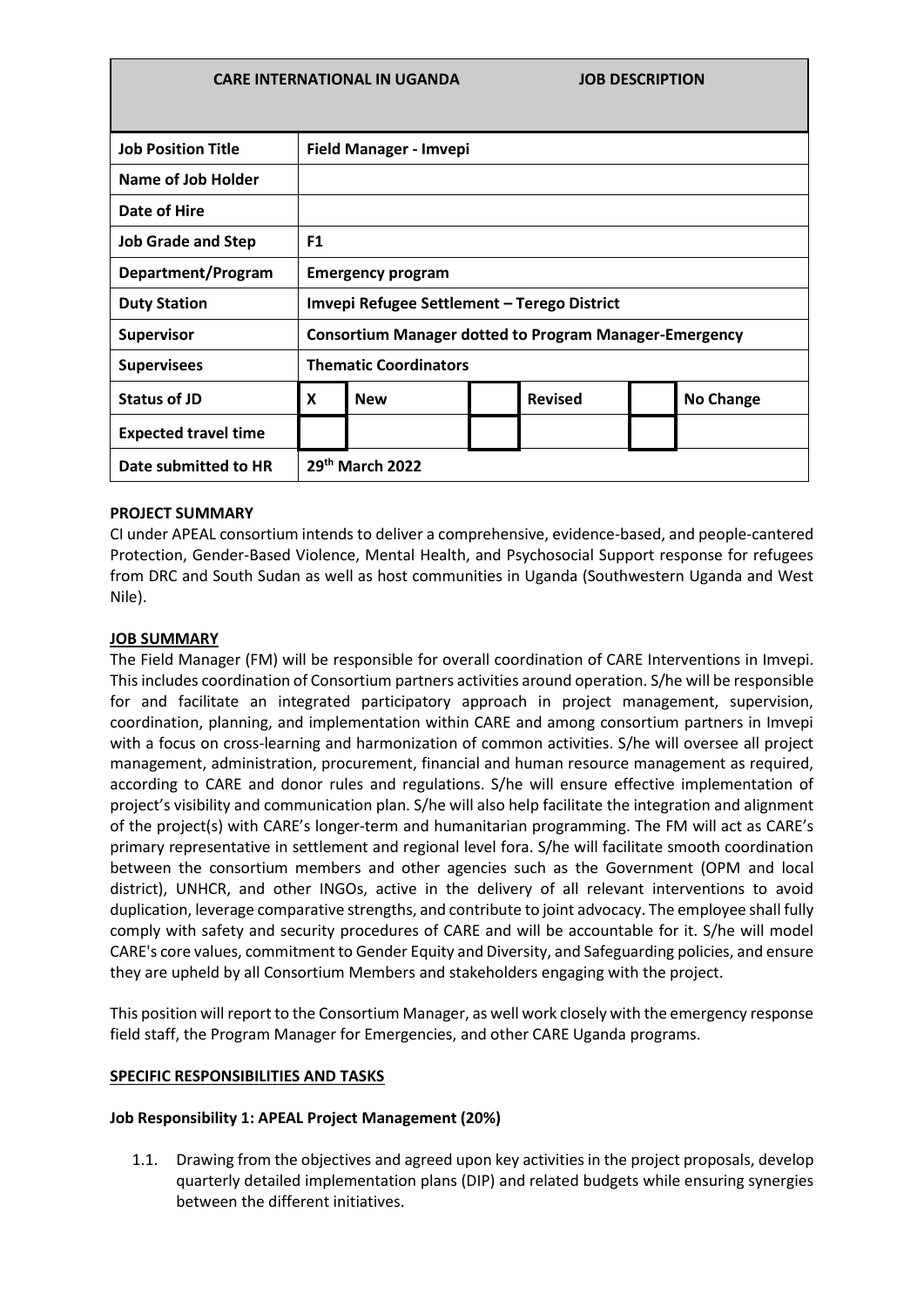| CARE INTERNATIONAL IN UGANDA | JOB DESCRIPTION | | | | |
|---|---|---|---|---|---|
| **Job Position Title** | **Field Manager - Imvepi** | | | | |
| **Name of Job Holder** | | | | | |
| **Date of Hire** | | | | | |
| **Job Grade and Step** | **F1** | | | | |
| **Department/Program** | **Emergency program** | | | | |
| **Duty Station** | **Imvepi Refugee Settlement – Terego District** | | | | |
| **Supervisor** | **Consortium Manager dotted to Program Manager-Emergency** | | | | |
| **Supervisees** | **Thematic Coordinators** | | | | |
| **Status of JD** | **X** | **New** | | **Revised** | | **No Change** |
| **Expected travel time** | | | | | | |
| **Date submitted to HR** | **29th March 2022** | | | | | |

**PROJECT SUMMARY**

CI under APEAL consortium intends to deliver a comprehensive, evidence-based, and people-cantered Protection, Gender-Based Violence, Mental Health, and Psychosocial Support response for refugees from DRC and South Sudan as well as host communities in Uganda (Southwestern Uganda and West Nile).

**JOB SUMMARY**

The Field Manager (FM) will be responsible for overall coordination of CARE Interventions in Imvepi. This includes coordination of Consortium partners activities around operation. S/he will be responsible for and facilitate an integrated participatory approach in project management, supervision, coordination, planning, and implementation within CARE and among consortium partners in Imvepi with a focus on cross-learning and harmonization of common activities. S/he will oversee all project management, administration, procurement, financial and human resource management as required, according to CARE and donor rules and regulations. S/he will ensure effective implementation of project's visibility and communication plan. S/he will also help facilitate the integration and alignment of the project(s) with CARE's longer-term and humanitarian programming. The FM will act as CARE's primary representative in settlement and regional level fora. S/he will facilitate smooth coordination between the consortium members and other agencies such as the Government (OPM and local district), UNHCR, and other INGOs, active in the delivery of all relevant interventions to avoid duplication, leverage comparative strengths, and contribute to joint advocacy. The employee shall fully comply with safety and security procedures of CARE and will be accountable for it. S/he will model CARE's core values, commitment to Gender Equity and Diversity, and Safeguarding policies, and ensure they are upheld by all Consortium Members and stakeholders engaging with the project.

This position will report to the Consortium Manager, as well work closely with the emergency response field staff, the Program Manager for Emergencies, and other CARE Uganda programs.

**SPECIFIC RESPONSIBILITIES AND TASKS**

**Job Responsibility 1: APEAL Project Management (20%)**

1.1. Drawing from the objectives and agreed upon key activities in the project proposals, develop quarterly detailed implementation plans (DIP) and related budgets while ensuring synergies between the different initiatives.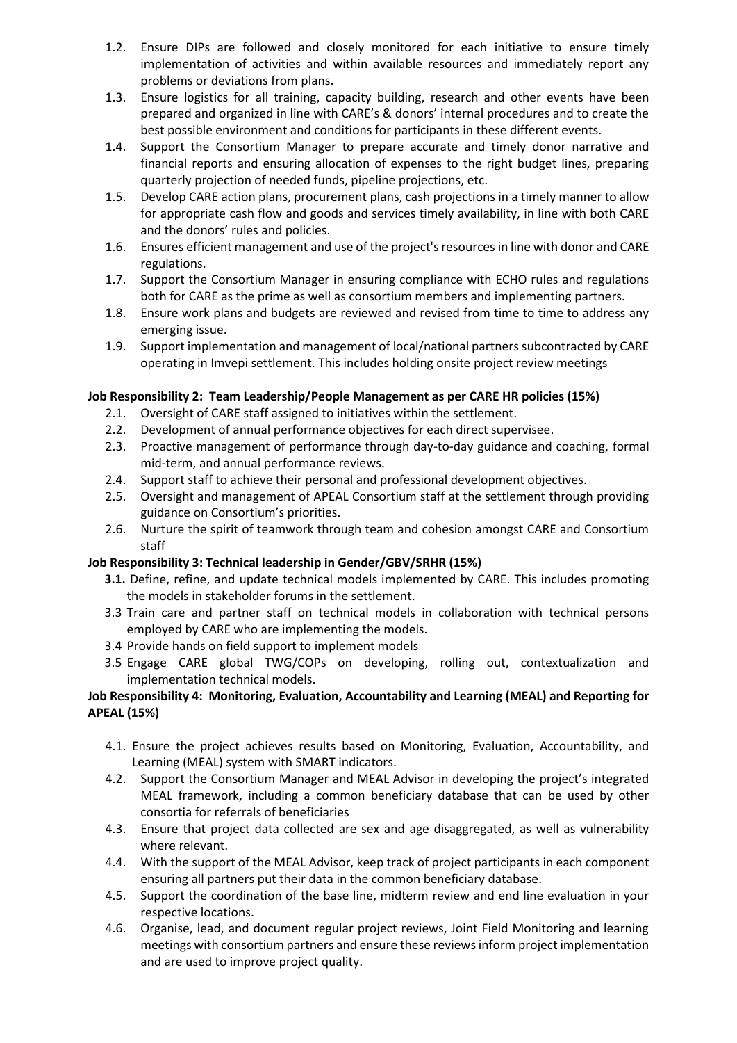1.2. Ensure DIPs are followed and closely monitored for each initiative to ensure timely implementation of activities and within available resources and immediately report any problems or deviations from plans.
1.3. Ensure logistics for all training, capacity building, research and other events have been prepared and organized in line with CARE's & donors' internal procedures and to create the best possible environment and conditions for participants in these different events.
1.4. Support the Consortium Manager to prepare accurate and timely donor narrative and financial reports and ensuring allocation of expenses to the right budget lines, preparing quarterly projection of needed funds, pipeline projections, etc.
1.5. Develop CARE action plans, procurement plans, cash projections in a timely manner to allow for appropriate cash flow and goods and services timely availability, in line with both CARE and the donors' rules and policies.
1.6. Ensures efficient management and use of the project's resources in line with donor and CARE regulations.
1.7. Support the Consortium Manager in ensuring compliance with ECHO rules and regulations both for CARE as the prime as well as consortium members and implementing partners.
1.8. Ensure work plans and budgets are reviewed and revised from time to time to address any emerging issue.
1.9. Support implementation and management of local/national partners subcontracted by CARE operating in Imvepi settlement. This includes holding onsite project review meetings

**Job Responsibility 2: Team Leadership/People Management as per CARE HR policies (15%)**

2.1. Oversight of CARE staff assigned to initiatives within the settlement.
2.2. Development of annual performance objectives for each direct supervisee.
2.3. Proactive management of performance through day-to-day guidance and coaching, formal mid-term, and annual performance reviews.
2.4. Support staff to achieve their personal and professional development objectives.
2.5. Oversight and management of APEAL Consortium staff at the settlement through providing guidance on Consortium's priorities.
2.6. Nurture the spirit of teamwork through team and cohesion amongst CARE and Consortium staff

**Job Responsibility 3: Technical leadership in Gender/GBV/SRHR (15%)**

**3.1.** Define, refine, and update technical models implemented by CARE. This includes promoting the models in stakeholder forums in the settlement.
3.3 Train care and partner staff on technical models in collaboration with technical persons employed by CARE who are implementing the models.
3.4 Provide hands on field support to implement models
3.5 Engage CARE global TWG/COPs on developing, rolling out, contextualization and implementation technical models.

**Job Responsibility 4: Monitoring, Evaluation, Accountability and Learning (MEAL) and Reporting for APEAL (15%)**

4.1. Ensure the project achieves results based on Monitoring, Evaluation, Accountability, and Learning (MEAL) system with SMART indicators.
4.2. Support the Consortium Manager and MEAL Advisor in developing the project's integrated MEAL framework, including a common beneficiary database that can be used by other consortia for referrals of beneficiaries
4.3. Ensure that project data collected are sex and age disaggregated, as well as vulnerability where relevant.
4.4. With the support of the MEAL Advisor, keep track of project participants in each component ensuring all partners put their data in the common beneficiary database.
4.5. Support the coordination of the base line, midterm review and end line evaluation in your respective locations.
4.6. Organise, lead, and document regular project reviews, Joint Field Monitoring and learning meetings with consortium partners and ensure these reviews inform project implementation and are used to improve project quality.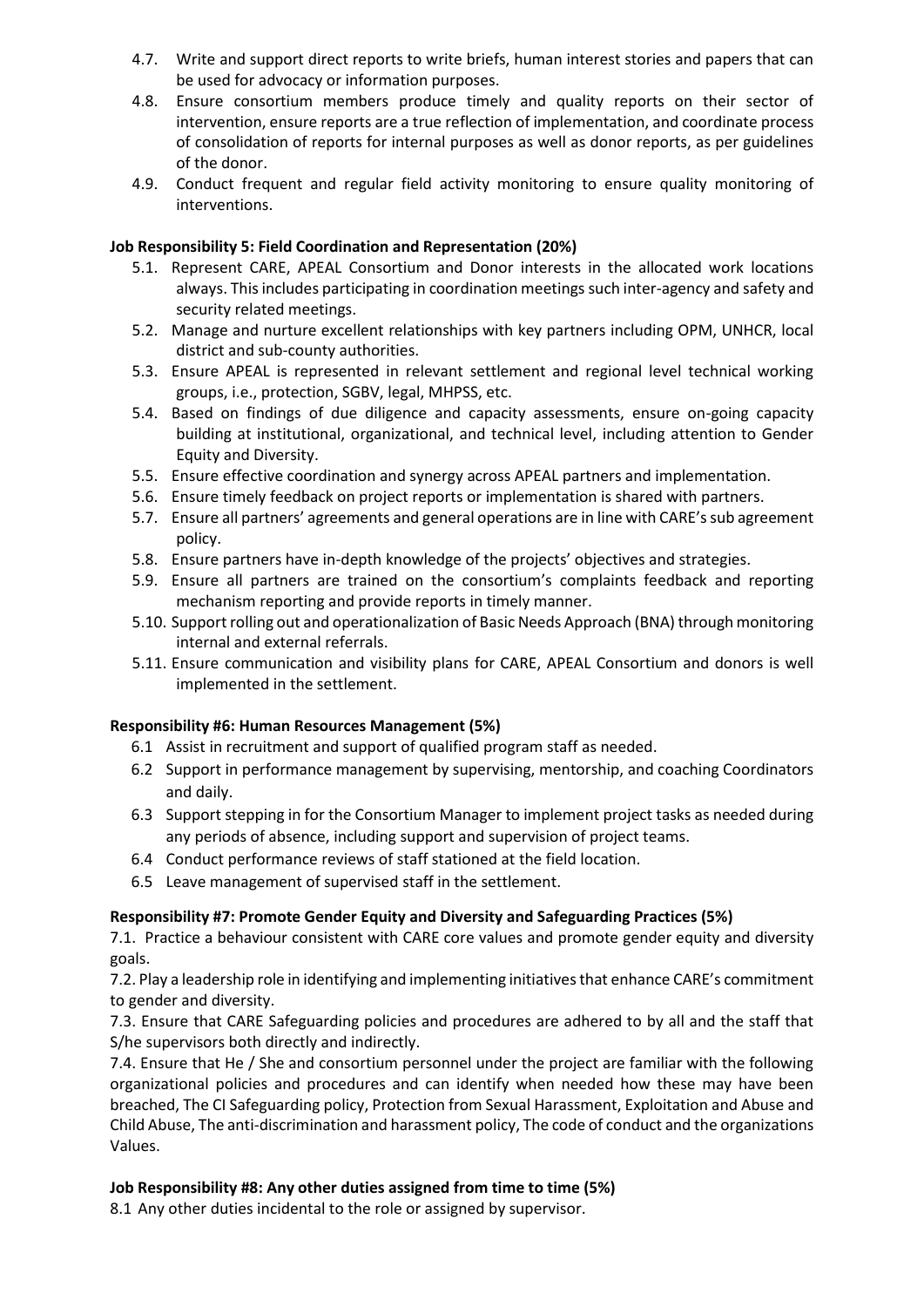4.7. Write and support direct reports to write briefs, human interest stories and papers that can be used for advocacy or information purposes.

4.8. Ensure consortium members produce timely and quality reports on their sector of intervention, ensure reports are a true reflection of implementation, and coordinate process of consolidation of reports for internal purposes as well as donor reports, as per guidelines of the donor.

4.9. Conduct frequent and regular field activity monitoring to ensure quality monitoring of interventions.

**Job Responsibility 5: Field Coordination and Representation (20%)**

5.1. Represent CARE, APEAL Consortium and Donor interests in the allocated work locations always. This includes participating in coordination meetings such inter-agency and safety and security related meetings.

5.2. Manage and nurture excellent relationships with key partners including OPM, UNHCR, local district and sub-county authorities.

5.3. Ensure APEAL is represented in relevant settlement and regional level technical working groups, i.e., protection, SGBV, legal, MHPSS, etc.

5.4. Based on findings of due diligence and capacity assessments, ensure on-going capacity building at institutional, organizational, and technical level, including attention to Gender Equity and Diversity.

5.5. Ensure effective coordination and synergy across APEAL partners and implementation.

5.6. Ensure timely feedback on project reports or implementation is shared with partners.

5.7. Ensure all partners' agreements and general operations are in line with CARE's sub agreement policy.

5.8. Ensure partners have in-depth knowledge of the projects' objectives and strategies.

5.9. Ensure all partners are trained on the consortium's complaints feedback and reporting mechanism reporting and provide reports in timely manner.

5.10. Support rolling out and operationalization of Basic Needs Approach (BNA) through monitoring internal and external referrals.

5.11. Ensure communication and visibility plans for CARE, APEAL Consortium and donors is well implemented in the settlement.

**Responsibility #6: Human Resources Management (5%)**

6.1 Assist in recruitment and support of qualified program staff as needed.

6.2 Support in performance management by supervising, mentorship, and coaching Coordinators and daily.

6.3 Support stepping in for the Consortium Manager to implement project tasks as needed during any periods of absence, including support and supervision of project teams.

6.4 Conduct performance reviews of staff stationed at the field location.

6.5 Leave management of supervised staff in the settlement.

**Responsibility #7: Promote Gender Equity and Diversity and Safeguarding Practices (5%)**

7.1. Practice a behaviour consistent with CARE core values and promote gender equity and diversity goals.

7.2. Play a leadership role in identifying and implementing initiatives that enhance CARE's commitment to gender and diversity.

7.3. Ensure that CARE Safeguarding policies and procedures are adhered to by all and the staff that S/he supervisors both directly and indirectly.

7.4. Ensure that He / She and consortium personnel under the project are familiar with the following organizational policies and procedures and can identify when needed how these may have been breached, The CI Safeguarding policy, Protection from Sexual Harassment, Exploitation and Abuse and Child Abuse, The anti-discrimination and harassment policy, The code of conduct and the organizations Values.

**Job Responsibility #8: Any other duties assigned from time to time (5%)**

8.1 Any other duties incidental to the role or assigned by supervisor.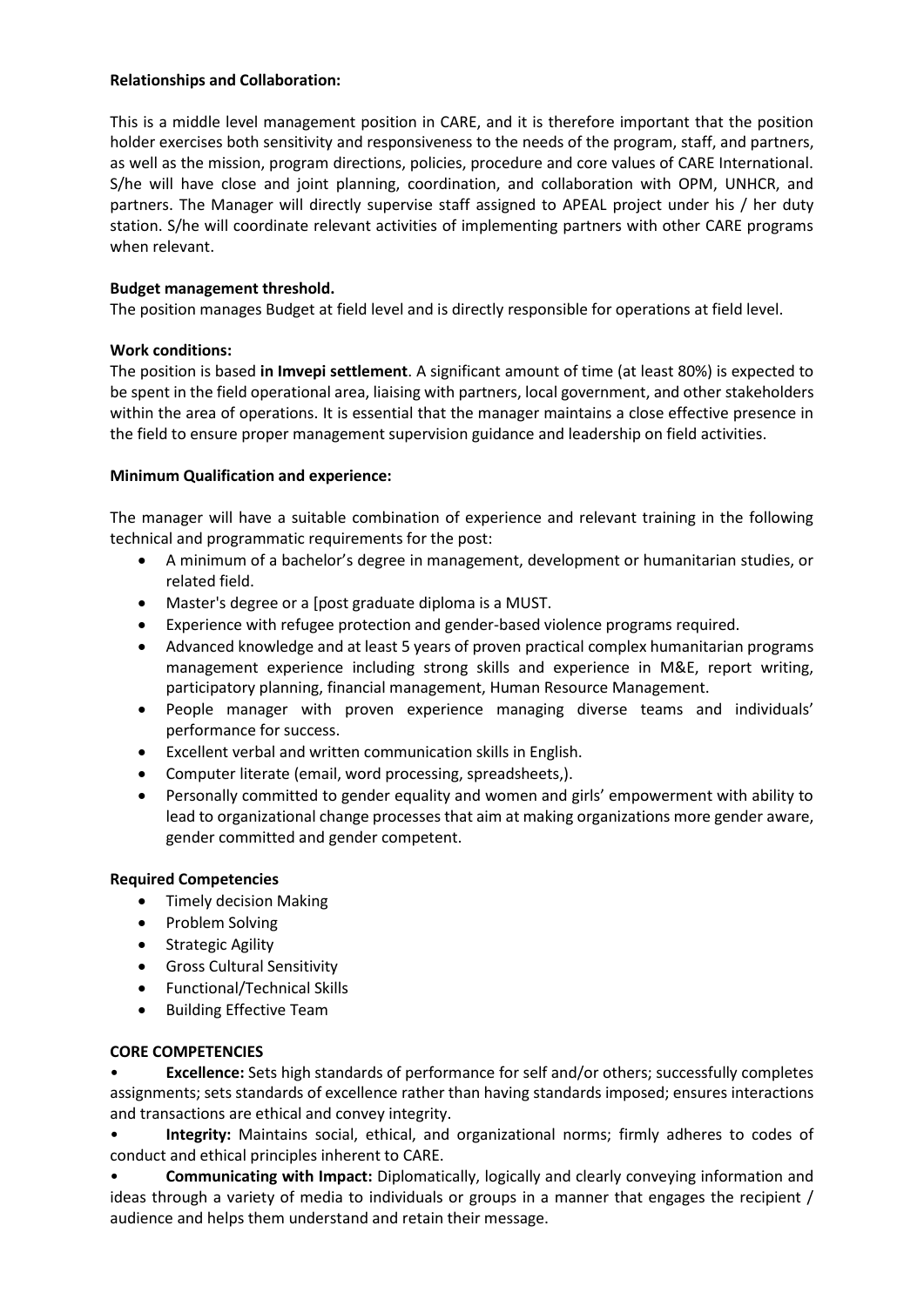**Relationships and Collaboration:**

This is a middle level management position in CARE, and it is therefore important that the position holder exercises both sensitivity and responsiveness to the needs of the program, staff, and partners, as well as the mission, program directions, policies, procedure and core values of CARE International. S/he will have close and joint planning, coordination, and collaboration with OPM, UNHCR, and partners. The Manager will directly supervise staff assigned to APEAL project under his / her duty station. S/he will coordinate relevant activities of implementing partners with other CARE programs when relevant.

**Budget management threshold.**

The position manages Budget at field level and is directly responsible for operations at field level.

**Work conditions:**

The position is based **in Imvepi settlement**. A significant amount of time (at least 80%) is expected to be spent in the field operational area, liaising with partners, local government, and other stakeholders within the area of operations. It is essential that the manager maintains a close effective presence in the field to ensure proper management supervision guidance and leadership on field activities.

**Minimum Qualification and experience:**

The manager will have a suitable combination of experience and relevant training in the following technical and programmatic requirements for the post:

- A minimum of a bachelor's degree in management, development or humanitarian studies, or related field.
- Master's degree or a [post graduate diploma is a MUST.
- Experience with refugee protection and gender-based violence programs required.
- Advanced knowledge and at least 5 years of proven practical complex humanitarian programs management experience including strong skills and experience in M&E, report writing, participatory planning, financial management, Human Resource Management.
- People manager with proven experience managing diverse teams and individuals' performance for success.
- Excellent verbal and written communication skills in English.
- Computer literate (email, word processing, spreadsheets,).
- Personally committed to gender equality and women and girls' empowerment with ability to lead to organizational change processes that aim at making organizations more gender aware, gender committed and gender competent.

**Required Competencies**

- Timely decision Making
- Problem Solving
- Strategic Agility
- Gross Cultural Sensitivity
- Functional/Technical Skills
- Building Effective Team

**CORE COMPETENCIES**

- **Excellence:** Sets high standards of performance for self and/or others; successfully completes assignments; sets standards of excellence rather than having standards imposed; ensures interactions and transactions are ethical and convey integrity.
- **Integrity:** Maintains social, ethical, and organizational norms; firmly adheres to codes of conduct and ethical principles inherent to CARE.
- **Communicating with Impact:** Diplomatically, logically and clearly conveying information and ideas through a variety of media to individuals or groups in a manner that engages the recipient / audience and helps them understand and retain their message.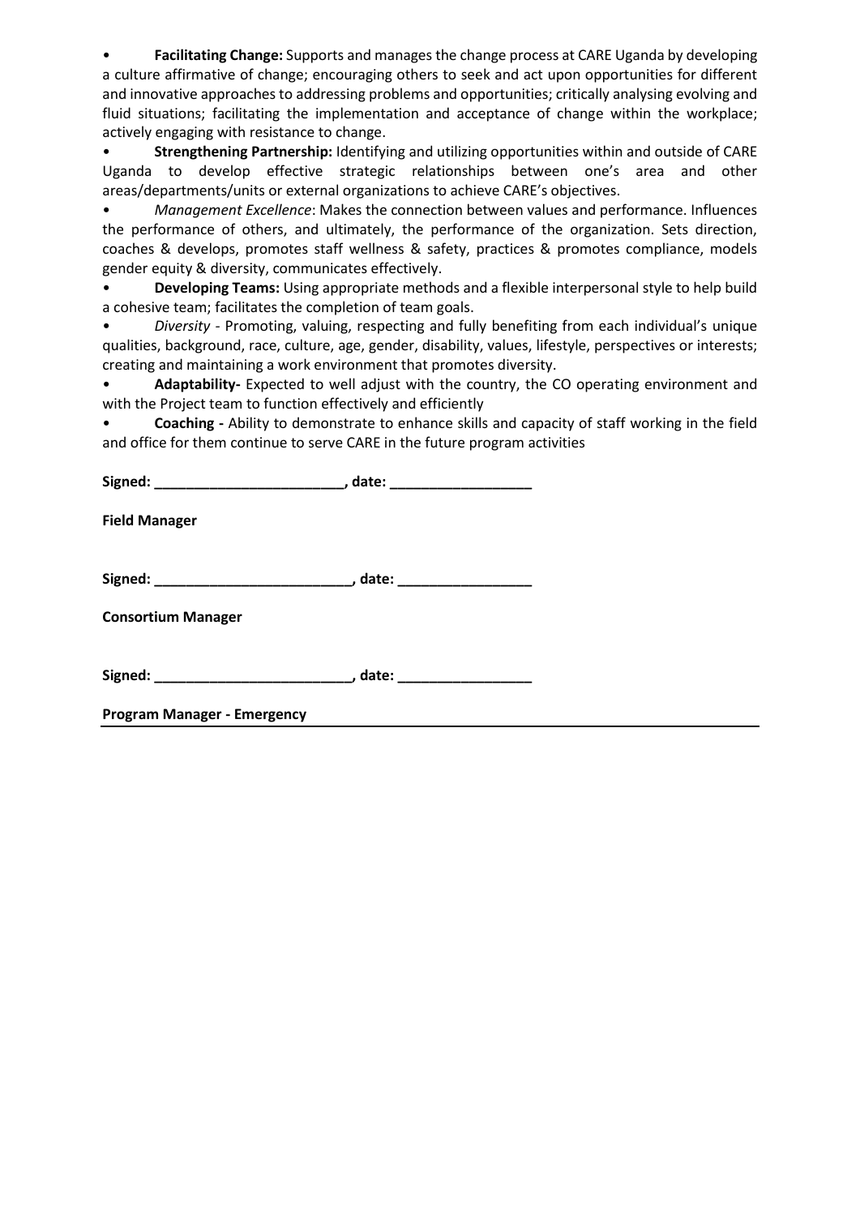- **Facilitating Change:** Supports and manages the change process at CARE Uganda by developing a culture affirmative of change; encouraging others to seek and act upon opportunities for different and innovative approaches to addressing problems and opportunities; critically analysing evolving and fluid situations; facilitating the implementation and acceptance of change within the workplace; actively engaging with resistance to change.
- **Strengthening Partnership:** Identifying and utilizing opportunities within and outside of CARE Uganda to develop effective strategic relationships between one's area and other areas/departments/units or external organizations to achieve CARE's objectives.
- *Management Excellence*: Makes the connection between values and performance. Influences the performance of others, and ultimately, the performance of the organization. Sets direction, coaches & develops, promotes staff wellness & safety, practices & promotes compliance, models gender equity & diversity, communicates effectively.
- **Developing Teams:** Using appropriate methods and a flexible interpersonal style to help build a cohesive team; facilitates the completion of team goals.
- *Diversity* - Promoting, valuing, respecting and fully benefiting from each individual's unique qualities, background, race, culture, age, gender, disability, values, lifestyle, perspectives or interests; creating and maintaining a work environment that promotes diversity.
- **Adaptability-** Expected to well adjust with the country, the CO operating environment and with the Project team to function effectively and efficiently
- **Coaching -** Ability to demonstrate to enhance skills and capacity of staff working in the field and office for them continue to serve CARE in the future program activities

**Signed: ________________________, date: __________________**

**Field Manager**

**Signed: _________________________, date: _________________**

**Consortium Manager**

**Signed: _________________________, date: _________________**

**Program Manager - Emergency**